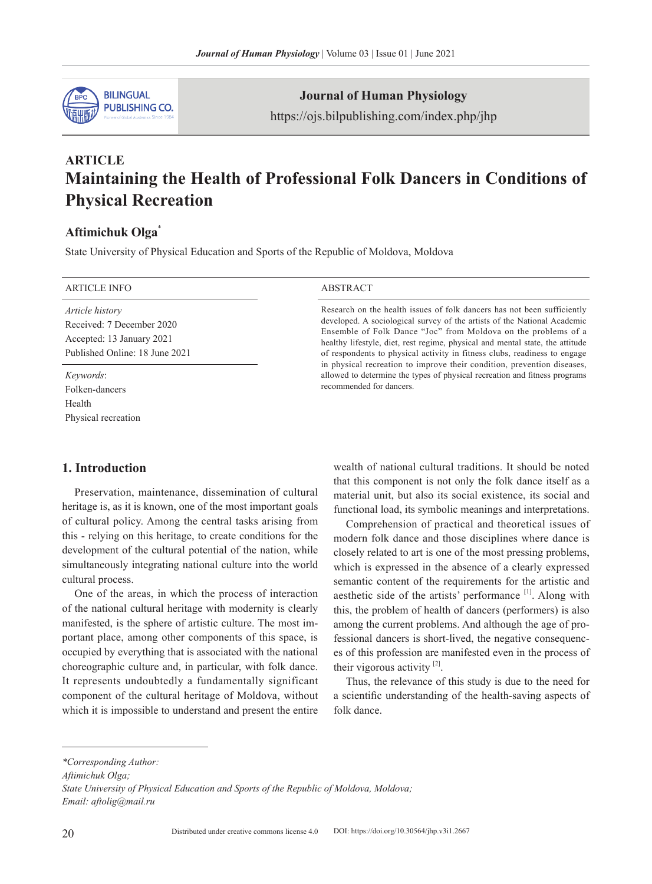**ARTICLE**

# Maintaining the Health of Professional Folk Dancers in Conditions of Physical Recreation

**Aftimichuk Olga**[*]

State University of Physical Education and Sports of the Republic of Moldova, Moldova

ARTICLE INFO

*Article history*
Received: 7 December 2020
Accepted: 13 January 2021
Published Online: 18 June 2021

*Keywords*:
Folken-dancers
Health
Physical recreation

ABSTRACT

Research on the health issues of folk dancers has not been sufficiently developed. A sociological survey of the artists of the National Academic Ensemble of Folk Dance "Joc" from Moldova on the problems of a healthy lifestyle, diet, rest regime, physical and mental state, the attitude of respondents to physical activity in fitness clubs, readiness to engage in physical recreation to improve their condition, prevention diseases, allowed to determine the types of physical recreation and fitness programs recommended for dancers.

## 1. Introduction

Preservation, maintenance, dissemination of cultural heritage is, as it is known, one of the most important goals of cultural policy. Among the central tasks arising from this - relying on this heritage, to create conditions for the development of the cultural potential of the nation, while simultaneously integrating national culture into the world cultural process.

One of the areas, in which the process of interaction of the national cultural heritage with modernity is clearly manifested, is the sphere of artistic culture. The most important place, among other components of this space, is occupied by everything that is associated with the national choreographic culture and, in particular, with folk dance. It represents undoubtedly a fundamentally significant component of the cultural heritage of Moldova, without which it is impossible to understand and present the entire wealth of national cultural traditions. It should be noted that this component is not only the folk dance itself as a material unit, but also its social existence, its social and functional load, its symbolic meanings and interpretations.

Comprehension of practical and theoretical issues of modern folk dance and those disciplines where dance is closely related to art is one of the most pressing problems, which is expressed in the absence of a clearly expressed semantic content of the requirements for the artistic and aesthetic side of the artists' performance [1]. Along with this, the problem of health of dancers (performers) is also among the current problems. And although the age of professional dancers is short-lived, the negative consequences of this profession are manifested even in the process of their vigorous activity [2].

Thus, the relevance of this study is due to the need for a scientific understanding of the health-saving aspects of folk dance.

*\*Corresponding Author:*
*Aftimichuk Olga;*
*State University of Physical Education and Sports of the Republic of Moldova, Moldova;*
*Email: aftolig@mail.ru*

Distributed under creative commons license 4.0 DOI: https://doi.org/10.30564/jhp.v3i1.2667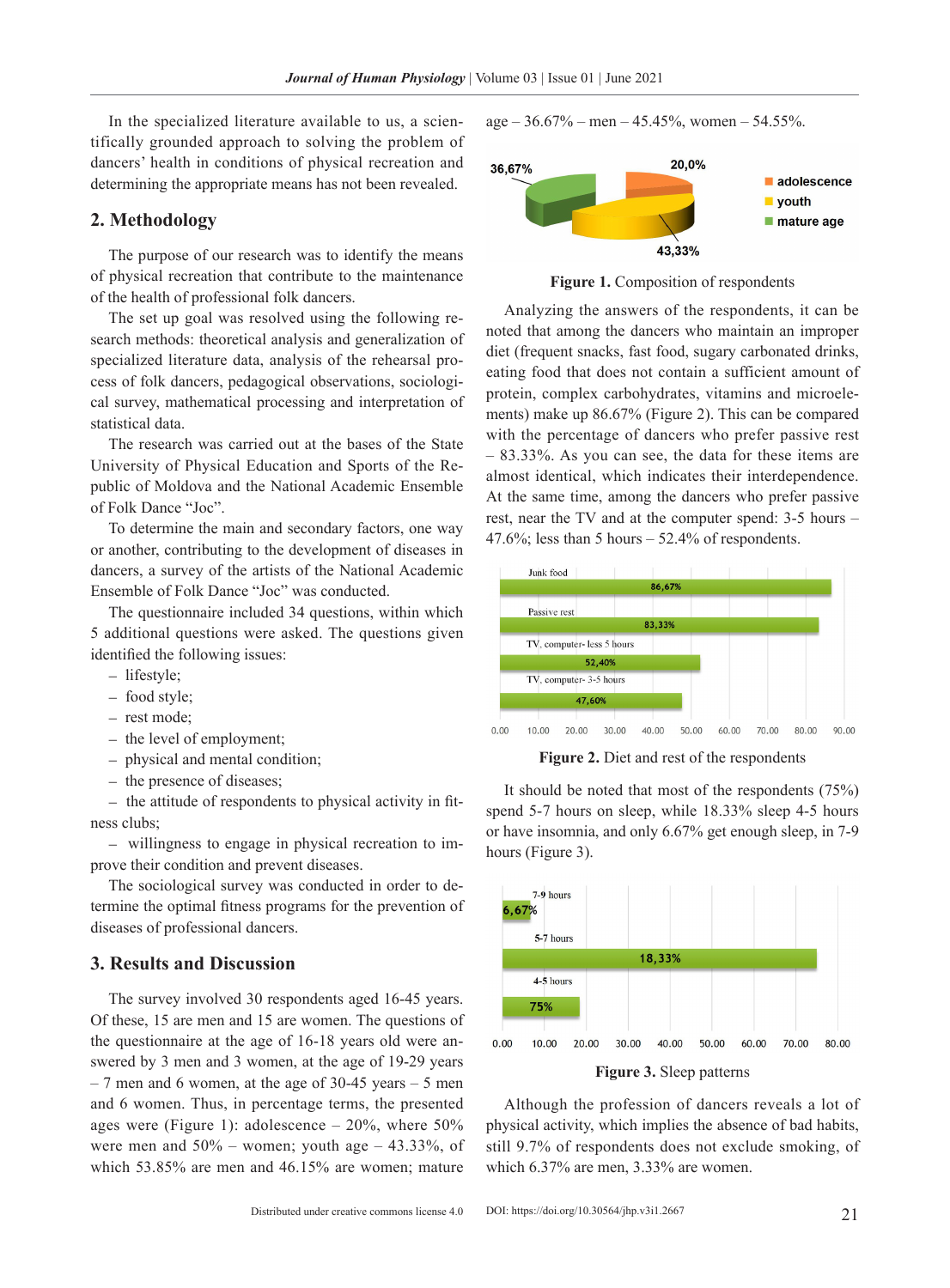In the specialized literature available to us, a scientifically grounded approach to solving the problem of dancers' health in conditions of physical recreation and determining the appropriate means has not been revealed.

## 2. Methodology

The purpose of our research was to identify the means of physical recreation that contribute to the maintenance of the health of professional folk dancers.

The set up goal was resolved using the following research methods: theoretical analysis and generalization of specialized literature data, analysis of the rehearsal process of folk dancers, pedagogical observations, sociological survey, mathematical processing and interpretation of statistical data.

The research was carried out at the bases of the State University of Physical Education and Sports of the Republic of Moldova and the National Academic Ensemble of Folk Dance "Joc".

To determine the main and secondary factors, one way or another, contributing to the development of diseases in dancers, a survey of the artists of the National Academic Ensemble of Folk Dance "Joc" was conducted.

The questionnaire included 34 questions, within which 5 additional questions were asked. The questions given identified the following issues:

- lifestyle;
- food style;
- rest mode;
- the level of employment;
- physical and mental condition;
- the presence of diseases;
- the attitude of respondents to physical activity in fitness clubs;
- willingness to engage in physical recreation to improve their condition and prevent diseases.

The sociological survey was conducted in order to determine the optimal fitness programs for the prevention of diseases of professional dancers.

## 3. Results and Discussion

The survey involved 30 respondents aged 16-45 years. Of these, 15 are men and 15 are women. The questions of the questionnaire at the age of 16-18 years old were answered by 3 men and 3 women, at the age of 19-29 years – 7 men and 6 women, at the age of 30-45 years – 5 men and 6 women. Thus, in percentage terms, the presented ages were (Figure 1): adolescence – 20%, where 50% were men and 50% – women; youth age – 43.33%, of which 53.85% are men and 46.15% are women; mature age – 36.67% – men – 45.45%, women – 54.55%.

**Figure 1.** Composition of respondents

Analyzing the answers of the respondents, it can be noted that among the dancers who maintain an improper diet (frequent snacks, fast food, sugary carbonated drinks, eating food that does not contain a sufficient amount of protein, complex carbohydrates, vitamins and microelements) make up 86.67% (Figure 2). This can be compared with the percentage of dancers who prefer passive rest – 83.33%. As you can see, the data for these items are almost identical, which indicates their interdependence. At the same time, among the dancers who prefer passive rest, near the TV and at the computer spend: 3-5 hours – 47.6%; less than 5 hours – 52.4% of respondents.

**Figure 2.** Diet and rest of the respondents

It should be noted that most of the respondents (75%) spend 5-7 hours on sleep, while 18.33% sleep 4-5 hours or have insomnia, and only 6.67% get enough sleep, in 7-9 hours (Figure 3).

**Figure 3.** Sleep patterns

Although the profession of dancers reveals a lot of physical activity, which implies the absence of bad habits, still 9.7% of respondents does not exclude smoking, of which 6.37% are men, 3.33% are women.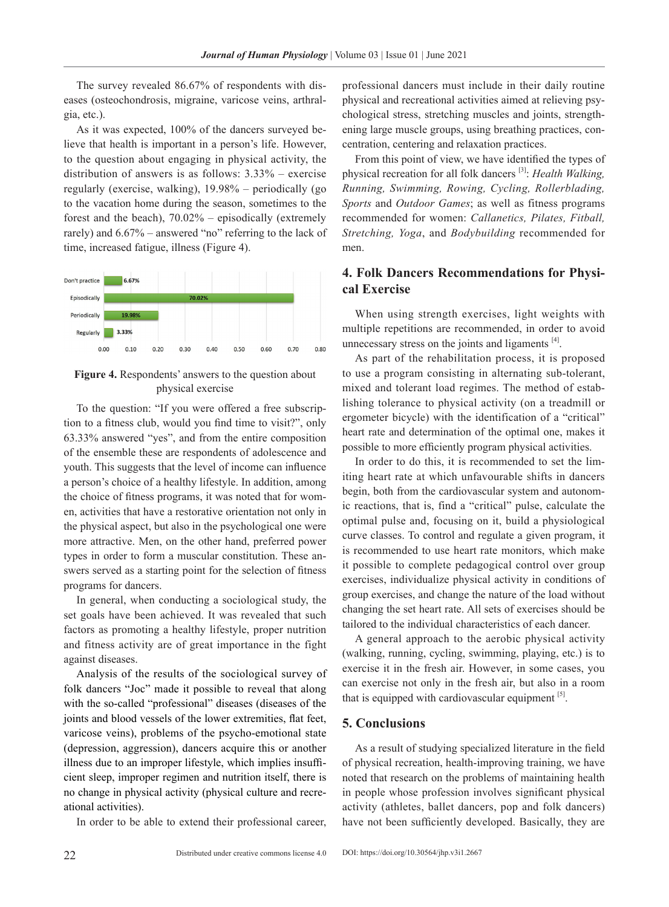The survey revealed 86.67% of respondents with diseases (osteochondrosis, migraine, varicose veins, arthralgia, etc.).

As it was expected, 100% of the dancers surveyed believe that health is important in a person's life. However, to the question about engaging in physical activity, the distribution of answers is as follows: 3.33% – exercise regularly (exercise, walking), 19.98% – periodically (go to the vacation home during the season, sometimes to the forest and the beach), 70.02% – episodically (extremely rarely) and 6.67% – answered "no" referring to the lack of time, increased fatigue, illness (Figure 4).

**Figure 4.** Respondents' answers to the question about physical exercise

To the question: "If you were offered a free subscription to a fitness club, would you find time to visit?", only 63.33% answered "yes", and from the entire composition of the ensemble these are respondents of adolescence and youth. This suggests that the level of income can influence a person's choice of a healthy lifestyle. In addition, among the choice of fitness programs, it was noted that for women, activities that have a restorative orientation not only in the physical aspect, but also in the psychological one were more attractive. Men, on the other hand, preferred power types in order to form a muscular constitution. These answers served as a starting point for the selection of fitness programs for dancers.

In general, when conducting a sociological study, the set goals have been achieved. It was revealed that such factors as promoting a healthy lifestyle, proper nutrition and fitness activity are of great importance in the fight against diseases.

Analysis of the results of the sociological survey of folk dancers "Joc" made it possible to reveal that along with the so-called "professional" diseases (diseases of the joints and blood vessels of the lower extremities, flat feet, varicose veins), problems of the psycho-emotional state (depression, aggression), dancers acquire this or another illness due to an improper lifestyle, which implies insufficient sleep, improper regimen and nutrition itself, there is no change in physical activity (physical culture and recreational activities).

In order to be able to extend their professional career, professional dancers must include in their daily routine physical and recreational activities aimed at relieving psychological stress, stretching muscles and joints, strengthening large muscle groups, using breathing practices, concentration, centering and relaxation practices.

From this point of view, we have identified the types of physical recreation for all folk dancers [3]: *Health Walking, Running, Swimming, Rowing, Cycling, Rollerblading, Sports* and *Outdoor Games*; as well as fitness programs recommended for women: *Callanetics, Pilates, Fitball, Stretching, Yoga*, and *Bodybuilding* recommended for men.

## 4. Folk Dancers Recommendations for Physical Exercise

When using strength exercises, light weights with multiple repetitions are recommended, in order to avoid unnecessary stress on the joints and ligaments [4].

As part of the rehabilitation process, it is proposed to use a program consisting in alternating sub-tolerant, mixed and tolerant load regimes. The method of establishing tolerance to physical activity (on a treadmill or ergometer bicycle) with the identification of a "critical" heart rate and determination of the optimal one, makes it possible to more efficiently program physical activities.

In order to do this, it is recommended to set the limiting heart rate at which unfavourable shifts in dancers begin, both from the cardiovascular system and autonomic reactions, that is, find a "critical" pulse, calculate the optimal pulse and, focusing on it, build a physiological curve classes. To control and regulate a given program, it is recommended to use heart rate monitors, which make it possible to complete pedagogical control over group exercises, individualize physical activity in conditions of group exercises, and change the nature of the load without changing the set heart rate. All sets of exercises should be tailored to the individual characteristics of each dancer.

A general approach to the aerobic physical activity (walking, running, cycling, swimming, playing, etc.) is to exercise it in the fresh air. However, in some cases, you can exercise not only in the fresh air, but also in a room that is equipped with cardiovascular equipment [5].

## 5. Conclusions

As a result of studying specialized literature in the field of physical recreation, health-improving training, we have noted that research on the problems of maintaining health in people whose profession involves significant physical activity (athletes, ballet dancers, pop and folk dancers) have not been sufficiently developed. Basically, they are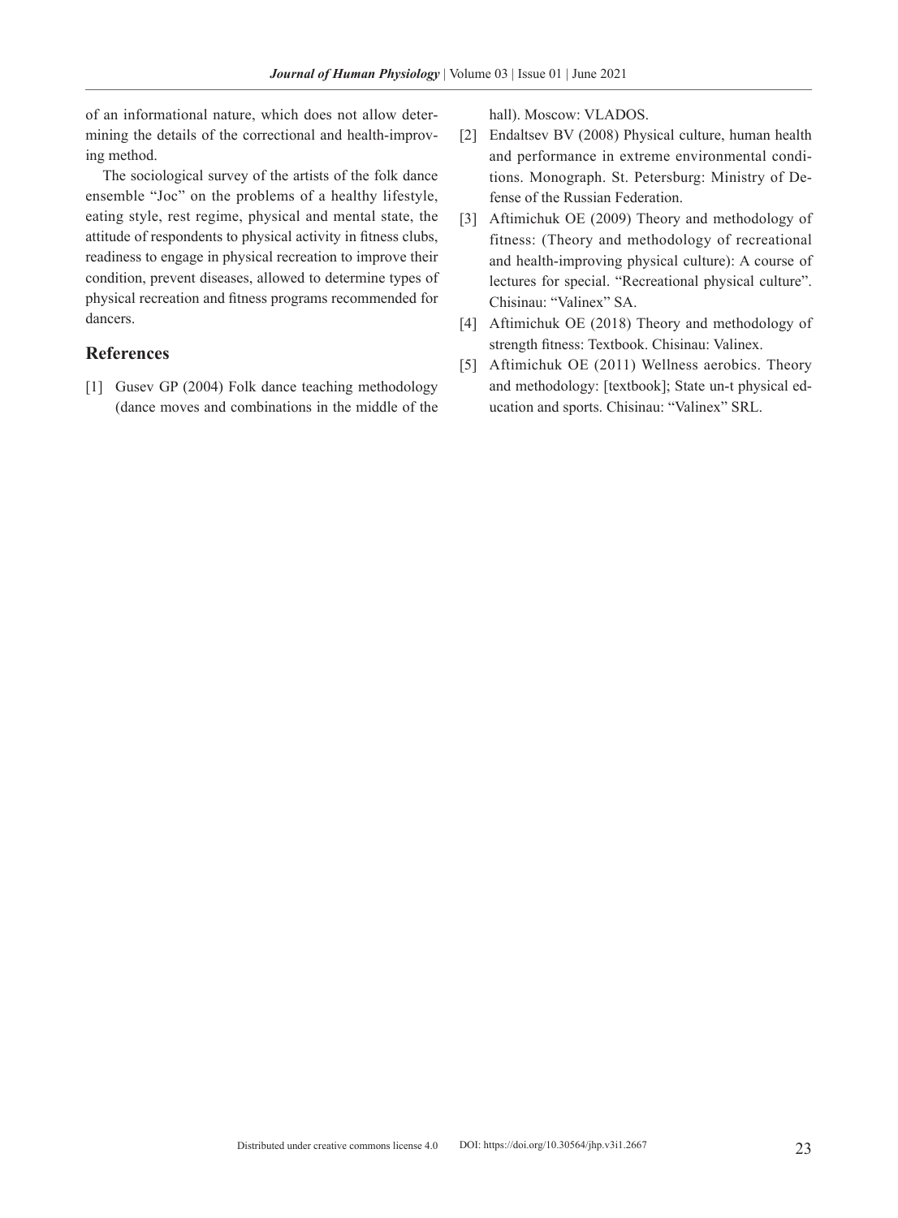of an informational nature, which does not allow determining the details of the correctional and health-improving method.

The sociological survey of the artists of the folk dance ensemble "Joc" on the problems of a healthy lifestyle, eating style, rest regime, physical and mental state, the attitude of respondents to physical activity in fitness clubs, readiness to engage in physical recreation to improve their condition, prevent diseases, allowed to determine types of physical recreation and fitness programs recommended for dancers.

## References

[1] Gusev GP (2004) Folk dance teaching methodology (dance moves and combinations in the middle of the hall). Moscow: VLADOS.

[2] Endaltsev BV (2008) Physical culture, human health and performance in extreme environmental conditions. Monograph. St. Petersburg: Ministry of Defense of the Russian Federation.

[3] Aftimichuk OE (2009) Theory and methodology of fitness: (Theory and methodology of recreational and health-improving physical culture): A course of lectures for special. "Recreational physical culture". Chisinau: "Valinex" SA.

[4] Aftimichuk OE (2018) Theory and methodology of strength fitness: Textbook. Chisinau: Valinex.

[5] Aftimichuk OE (2011) Wellness aerobics. Theory and methodology: [textbook]; State un-t physical education and sports. Chisinau: "Valinex" SRL.